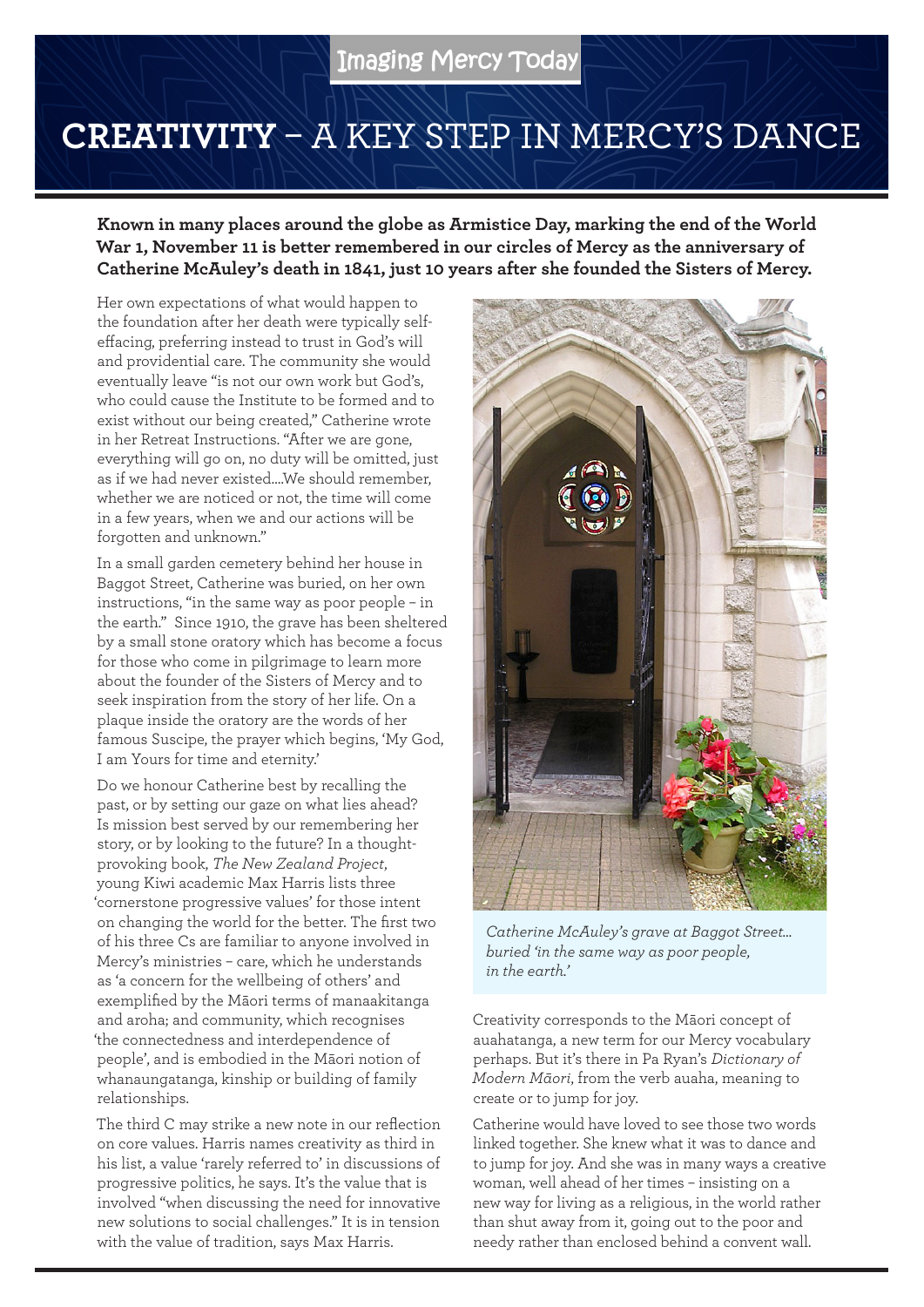Imaging Mercy Today

# CREATIVITY – A KEY STEP IN MERCY'S DANCE

**Known in many places around the globe as Armistice Day, marking the end of the World War 1, November 11 is better remembered in our circles of Mercy as the anniversary of Catherine McAuley's death in 1841, just 10 years after she founded the Sisters of Mercy.**

Her own expectations of what would happen to the foundation after her death were typically self-effacing, preferring instead to trust in God's will and providential care. The community she would eventually leave "is not our own work but God's, who could cause the Institute to be formed and to exist without our being created," Catherine wrote in her Retreat Instructions. "After we are gone, everything will go on, no duty will be omitted, just as if we had never existed....We should remember, whether we are noticed or not, the time will come in a few years, when we and our actions will be forgotten and unknown."

In a small garden cemetery behind her house in Baggot Street, Catherine was buried, on her own instructions, "in the same way as poor people – in the earth." Since 1910, the grave has been sheltered by a small stone oratory which has become a focus for those who come in pilgrimage to learn more about the founder of the Sisters of Mercy and to seek inspiration from the story of her life. On a plaque inside the oratory are the words of her famous Suscipe, the prayer which begins, 'My God, I am Yours for time and eternity.'

Do we honour Catherine best by recalling the past, or by setting our gaze on what lies ahead? Is mission best served by our remembering her story, or by looking to the future? In a thought-provoking book, *The New Zealand Project*, young Kiwi academic Max Harris lists three 'cornerstone progressive values' for those intent on changing the world for the better. The first two of his three Cs are familiar to anyone involved in Mercy's ministries – care, which he understands as 'a concern for the wellbeing of others' and exemplified by the Māori terms of manaakitanga and aroha; and community, which recognises 'the connectedness and interdependence of people', and is embodied in the Māori notion of whanaungatanga, kinship or building of family relationships.

The third C may strike a new note in our reflection on core values. Harris names creativity as third in his list, a value 'rarely referred to' in discussions of progressive politics, he says. It's the value that is involved "when discussing the need for innovative new solutions to social challenges." It is in tension with the value of tradition, says Max Harris.

*Catherine McAuley's grave at Baggot Street... buried 'in the same way as poor people, in the earth.'*

Creativity corresponds to the Māori concept of auahatanga, a new term for our Mercy vocabulary perhaps. But it's there in Pa Ryan's *Dictionary of Modern Māori*, from the verb auaha, meaning to create or to jump for joy.

Catherine would have loved to see those two words linked together. She knew what it was to dance and to jump for joy. And she was in many ways a creative woman, well ahead of her times – insisting on a new way for living as a religious, in the world rather than shut away from it, going out to the poor and needy rather than enclosed behind a convent wall.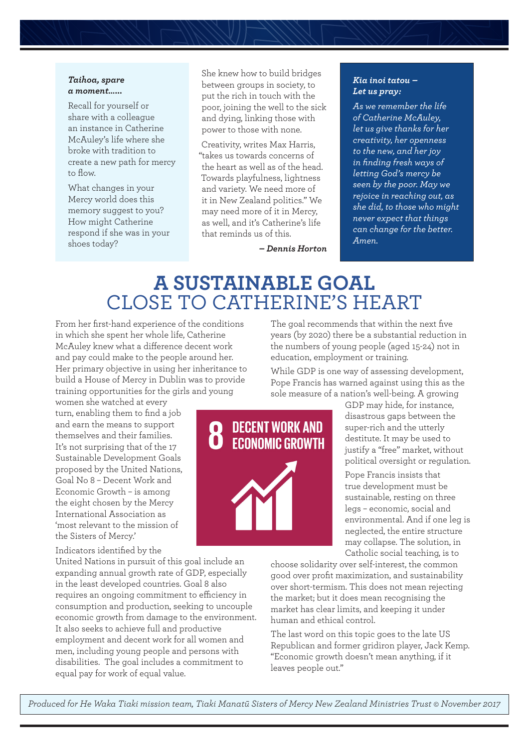***Taihoa, spare a moment……***

Recall for yourself or share with a colleague an instance in Catherine McAuley's life where she broke with tradition to create a new path for mercy to flow.

What changes in your Mercy world does this memory suggest to you? How might Catherine respond if she was in your shoes today?

She knew how to build bridges between groups in society, to put the rich in touch with the poor, joining the well to the sick and dying, linking those with power to those with none.

Creativity, writes Max Harris, "takes us towards concerns of the heart as well as of the head. Towards playfulness, lightness and variety. We need more of it in New Zealand politics." We may need more of it in Mercy, as well, and it's Catherine's life that reminds us of this.

***– Dennis Horton***

***Kia inoi tatou – Let us pray:***

*As we remember the life of Catherine McAuley, let us give thanks for her creativity, her openness to the new, and her joy in finding fresh ways of letting God's mercy be seen by the poor. May we rejoice in reaching out, as she did, to those who might never expect that things can change for the better. Amen.*

# A SUSTAINABLE GOAL CLOSE TO CATHERINE'S HEART

From her first-hand experience of the conditions in which she spent her whole life, Catherine McAuley knew what a difference decent work and pay could make to the people around her. Her primary objective in using her inheritance to build a House of Mercy in Dublin was to provide training opportunities for the girls and young women she watched at every turn, enabling them to find a job and earn the means to support themselves and their families. It's not surprising that of the 17 Sustainable Development Goals proposed by the United Nations, Goal No 8 – Decent Work and Economic Growth – is among the eight chosen by the Mercy International Association as 'most relevant to the mission of the Sisters of Mercy.'

8 DECENT WORK AND ECONOMIC GROWTH

Indicators identified by the United Nations in pursuit of this goal include an expanding annual growth rate of GDP, especially in the least developed countries. Goal 8 also requires an ongoing commitment to efficiency in consumption and production, seeking to uncouple economic growth from damage to the environment. It also seeks to achieve full and productive employment and decent work for all women and men, including young people and persons with disabilities. The goal includes a commitment to equal pay for work of equal value.

The goal recommends that within the next five years (by 2020) there be a substantial reduction in the numbers of young people (aged 15-24) not in education, employment or training.

While GDP is one way of assessing development, Pope Francis has warned against using this as the sole measure of a nation's well-being. A growing GDP may hide, for instance, disastrous gaps between the super-rich and the utterly destitute. It may be used to justify a "free" market, without political oversight or regulation.

Pope Francis insists that true development must be sustainable, resting on three legs – economic, social and environmental. And if one leg is neglected, the entire structure may collapse. The solution, in Catholic social teaching, is to choose solidarity over self-interest, the common good over profit maximization, and sustainability over short-termism. This does not mean rejecting the market; but it does mean recognising the market has clear limits, and keeping it under human and ethical control.

The last word on this topic goes to the late US Republican and former gridiron player, Jack Kemp. "Economic growth doesn't mean anything, if it leaves people out."

*Produced for He Waka Tiaki mission team, Tiaki Manatū Sisters of Mercy New Zealand Ministries Trust © November 2017*